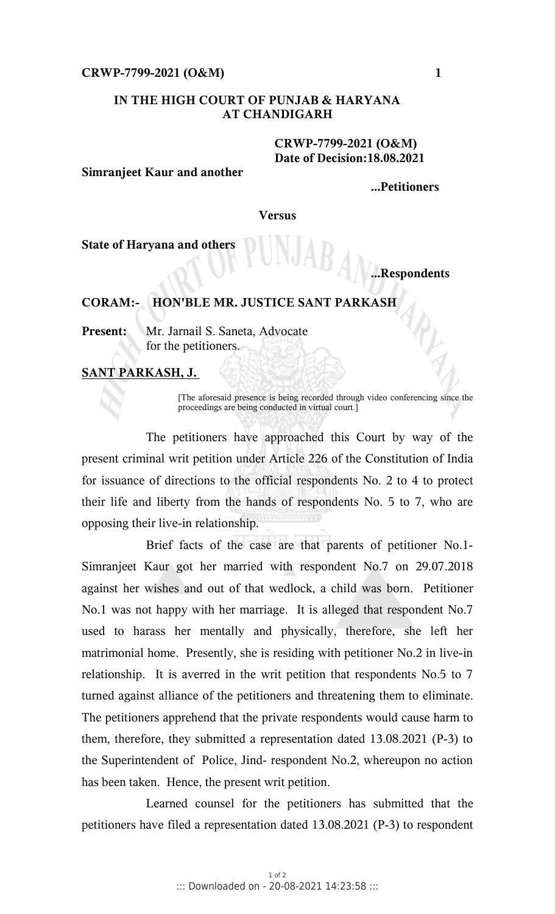**IN THE HIGH COURT OF PUNJAB & HARYANA AT CHANDIGARH**

**CRWP-7799-2021 (O&M)**
**Date of Decision:18.08.2021**

**Simranjeet Kaur and another**

**...Petitioners**

**Versus**

**State of Haryana and others**

**...Respondents**

**CORAM:- HON'BLE MR. JUSTICE SANT PARKASH**

**Present:** Mr. Jarnail S. Saneta, Advocate for the petitioners.

**SANT PARKASH, J.**

[The aforesaid presence is being recorded through video conferencing since the proceedings are being conducted in virtual court.]

The petitioners have approached this Court by way of the present criminal writ petition under Article 226 of the Constitution of India for issuance of directions to the official respondents No. 2 to 4 to protect their life and liberty from the hands of respondents No. 5 to 7, who are opposing their live-in relationship.

Brief facts of the case are that parents of petitioner No.1-Simranjeet Kaur got her married with respondent No.7 on 29.07.2018 against her wishes and out of that wedlock, a child was born. Petitioner No.1 was not happy with her marriage. It is alleged that respondent No.7 used to harass her mentally and physically, therefore, she left her matrimonial home. Presently, she is residing with petitioner No.2 in live-in relationship. It is averred in the writ petition that respondents No.5 to 7 turned against alliance of the petitioners and threatening them to eliminate. The petitioners apprehend that the private respondents would cause harm to them, therefore, they submitted a representation dated 13.08.2021 (P-3) to the Superintendent of Police, Jind- respondent No.2, whereupon no action has been taken. Hence, the present writ petition.

Learned counsel for the petitioners has submitted that the petitioners have filed a representation dated 13.08.2021 (P-3) to respondent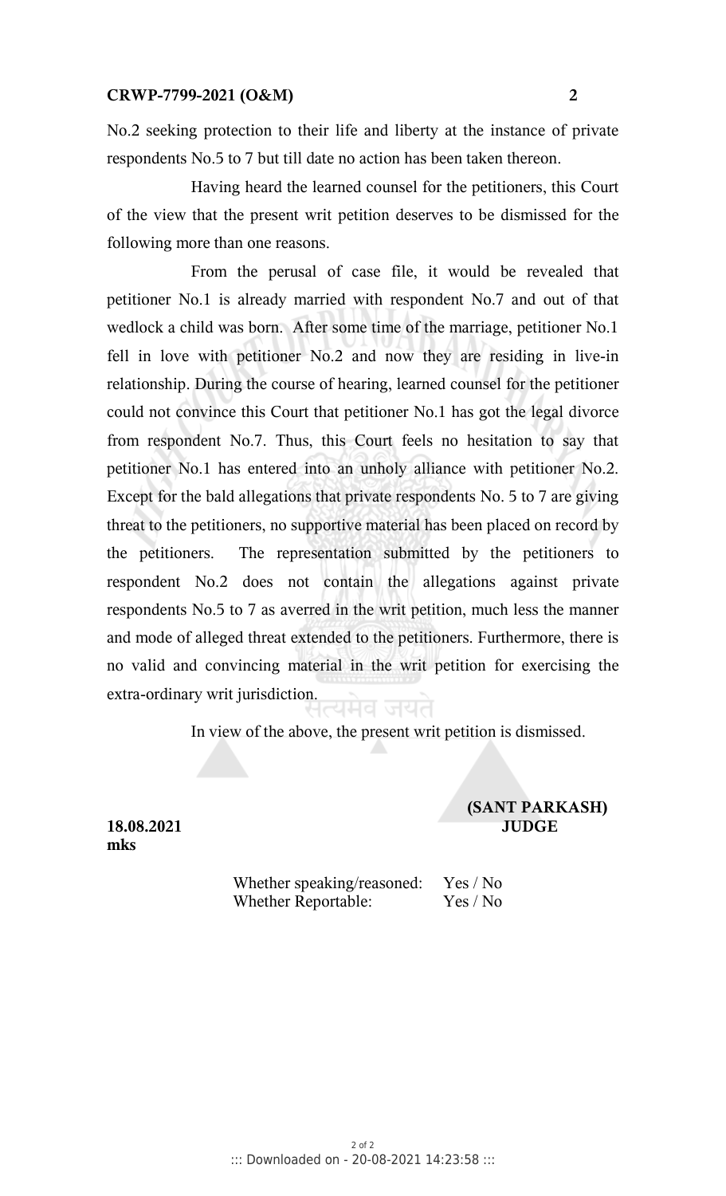No.2 seeking protection to their life and liberty at the instance of private respondents No.5 to 7 but till date no action has been taken thereon.

Having heard the learned counsel for the petitioners, this Court of the view that the present writ petition deserves to be dismissed for the following more than one reasons.

From the perusal of case file, it would be revealed that petitioner No.1 is already married with respondent No.7 and out of that wedlock a child was born. After some time of the marriage, petitioner No.1 fell in love with petitioner No.2 and now they are residing in live-in relationship. During the course of hearing, learned counsel for the petitioner could not convince this Court that petitioner No.1 has got the legal divorce from respondent No.7. Thus, this Court feels no hesitation to say that petitioner No.1 has entered into an unholy alliance with petitioner No.2. Except for the bald allegations that private respondents No. 5 to 7 are giving threat to the petitioners, no supportive material has been placed on record by the petitioners. The representation submitted by the petitioners to respondent No.2 does not contain the allegations against private respondents No.5 to 7 as averred in the writ petition, much less the manner and mode of alleged threat extended to the petitioners. Furthermore, there is no valid and convincing material in the writ petition for exercising the extra-ordinary writ jurisdiction.

In view of the above, the present writ petition is dismissed.

**(SANT PARKASH)**
**JUDGE**

**18.08.2021**
**mks**

Whether speaking/reasoned: Yes / No
Whether Reportable: Yes / No